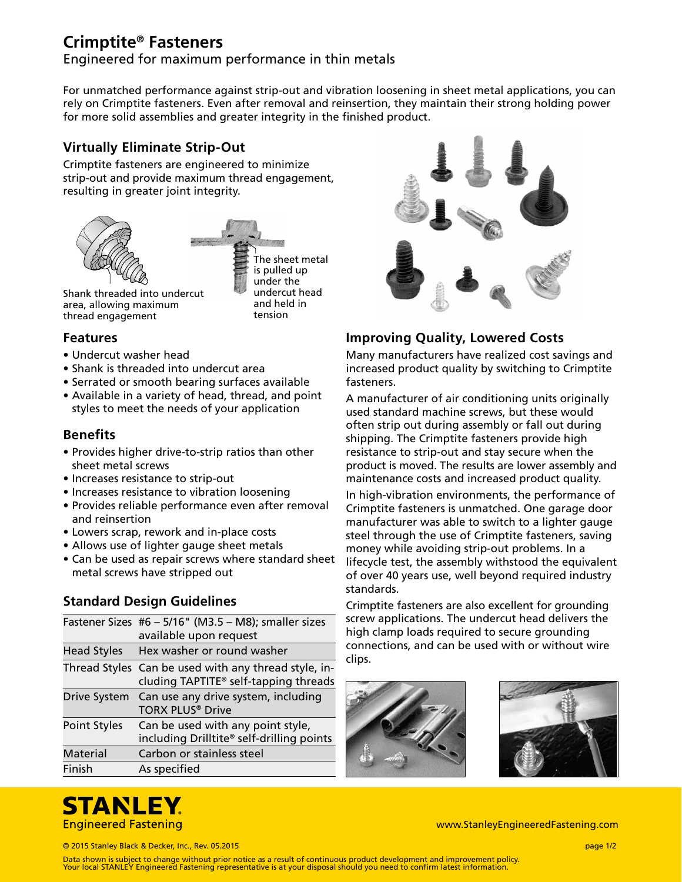# Crimptite® Fasteners

Engineered for maximum performance in thin metals

For unmatched performance against strip-out and vibration loosening in sheet metal applications, you can rely on Crimptite fasteners. Even after removal and reinsertion, they maintain their strong holding power for more solid assemblies and greater integrity in the finished product.

## Virtually Eliminate Strip-Out

Crimptite fasteners are engineered to minimize strip-out and provide maximum thread engagement, resulting in greater joint integrity.

Shank threaded into undercut area, allowing maximum thread engagement

The sheet metal is pulled up under the undercut head and held in tension

## Features

- Undercut washer head
- Shank is threaded into undercut area
- Serrated or smooth bearing surfaces available
- Available in a variety of head, thread, and point styles to meet the needs of your application

## Benefits

- Provides higher drive-to-strip ratios than other sheet metal screws
- Increases resistance to strip-out
- Increases resistance to vibration loosening
- Provides reliable performance even after removal and reinsertion
- Lowers scrap, rework and in-place costs
- Allows use of lighter gauge sheet metals
- Can be used as repair screws where standard sheet metal screws have stripped out

## Standard Design Guidelines

| | |
|---|---|
| Fastener Sizes | #6 – 5/16" (M3.5 – M8); smaller sizes available upon request |
| Head Styles | Hex washer or round washer |
| Thread Styles | Can be used with any thread style, including TAPTITE® self-tapping threads |
| Drive System | Can use any drive system, including TORX PLUS® Drive |
| Point Styles | Can be used with any point style, including Drilltite® self-drilling points |
| Material | Carbon or stainless steel |
| Finish | As specified |

## Improving Quality, Lowered Costs

Many manufacturers have realized cost savings and increased product quality by switching to Crimptite fasteners.

A manufacturer of air conditioning units originally used standard machine screws, but these would often strip out during assembly or fall out during shipping. The Crimptite fasteners provide high resistance to strip-out and stay secure when the product is moved. The results are lower assembly and maintenance costs and increased product quality.

In high-vibration environments, the performance of Crimptite fasteners is unmatched. One garage door manufacturer was able to switch to a lighter gauge steel through the use of Crimptite fasteners, saving money while avoiding strip-out problems. In a lifecycle test, the assembly withstood the equivalent of over 40 years use, well beyond required industry standards.

Crimptite fasteners are also excellent for grounding screw applications. The undercut head delivers the high clamp loads required to secure grounding connections, and can be used with or without wire clips.

STANLEY Engineered Fastening

www.StanleyEngineeredFastening.com

© 2015 Stanley Black & Decker, Inc., Rev. 05.2015

Data shown is subject to change without prior notice as a result of continuous product development and improvement policy. Your local STANLEY Engineered Fastening representative is at your disposal should you need to confirm latest information.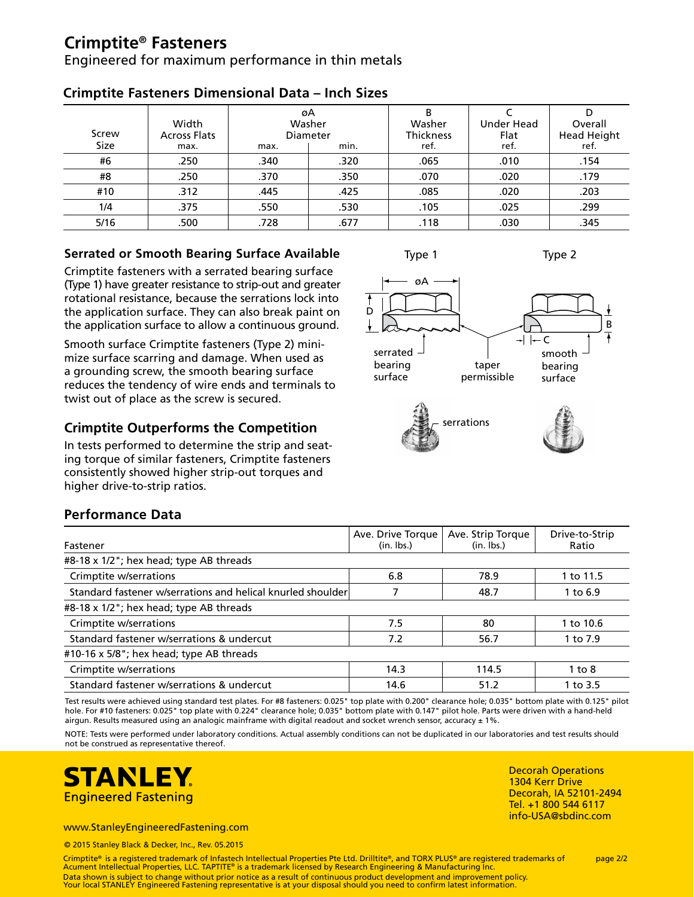# Crimptite® Fasteners

Engineered for maximum performance in thin metals

## Crimptite Fasteners Dimensional Data – Inch Sizes

| Screw Size | Width Across Flats max. | øA Washer Diameter max. | øA Washer Diameter min. | B Washer Thickness ref. | C Under Head Flat ref. | D Overall Head Height ref. |
|---|---|---|---|---|---|---|
| #6 | .250 | .340 | .320 | .065 | .010 | .154 |
| #8 | .250 | .370 | .350 | .070 | .020 | .179 |
| #10 | .312 | .445 | .425 | .085 | .020 | .203 |
| 1/4 | .375 | .550 | .530 | .105 | .025 | .299 |
| 5/16 | .500 | .728 | .677 | .118 | .030 | .345 |

### Serrated or Smooth Bearing Surface Available

Crimptite fasteners with a serrated bearing surface (Type 1) have greater resistance to strip-out and greater rotational resistance, because the serrations lock into the application surface. They can also break paint on the application surface to allow a continuous ground.

Smooth surface Crimptite fasteners (Type 2) minimize surface scarring and damage. When used as a grounding screw, the smooth bearing surface reduces the tendency of wire ends and terminals to twist out of place as the screw is secured.

Type 1

Type 2

øA

D

B

C

serrated bearing surface

taper permissible

smooth bearing surface

serrations

### Crimptite Outperforms the Competition

In tests performed to determine the strip and seating torque of similar fasteners, Crimptite fasteners consistently showed higher strip-out torques and higher drive-to-strip ratios.

## Performance Data

| Fastener | Ave. Drive Torque (in. lbs.) | Ave. Strip Torque (in. lbs.) | Drive-to-Strip Ratio |
|---|---|---|---|
| #8-18 x 1/2"; hex head; type AB threads | | | |
| Crimptite w/serrations | 6.8 | 78.9 | 1 to 11.5 |
| Standard fastener w/serrations and helical knurled shoulder | 7 | 48.7 | 1 to 6.9 |
| #8-18 x 1/2"; hex head; type AB threads | | | |
| Crimptite w/serrations | 7.5 | 80 | 1 to 10.6 |
| Standard fastener w/serrations & undercut | 7.2 | 56.7 | 1 to 7.9 |
| #10-16 x 5/8"; hex head; type AB threads | | | |
| Crimptite w/serrations | 14.3 | 114.5 | 1 to 8 |
| Standard fastener w/serrations & undercut | 14.6 | 51.2 | 1 to 3.5 |

Test results were achieved using standard test plates. For #8 fasteners: 0.025" top plate with 0.200" clearance hole; 0.035" bottom plate with 0.125" pilot hole. For #10 fasteners: 0.025" top plate with 0.224" clearance hole; 0.035" bottom plate with 0.147" pilot hole. Parts were driven with a hand-held airgun. Results measured using an analogic mainframe with digital readout and socket wrench sensor, accuracy ± 1%.

NOTE: Tests were performed under laboratory conditions. Actual assembly conditions can not be duplicated in our laboratories and test results should not be construed as representative thereof.

**STANLEY.**
Engineered Fastening

Decorah Operations
1304 Kerr Drive
Decorah, IA 52101-2494
Tel. +1 800 544 6117
info-USA@sbdinc.com

www.StanleyEngineeredFastening.com

© 2015 Stanley Black & Decker, Inc., Rev. 05.2015

Crimptite® is a registered trademark of Infastech Intellectual Properties Pte Ltd. Drilltite®, and TORX PLUS® are registered trademarks of Acument Intellectual Properties, LLC. TAPTITE® is a trademark licensed by Research Engineering & Manufacturing Inc.
Data shown is subject to change without prior notice as a result of continuous product development and improvement policy.
Your local STANLEY Engineered Fastening representative is at your disposal should you need to confirm latest information.